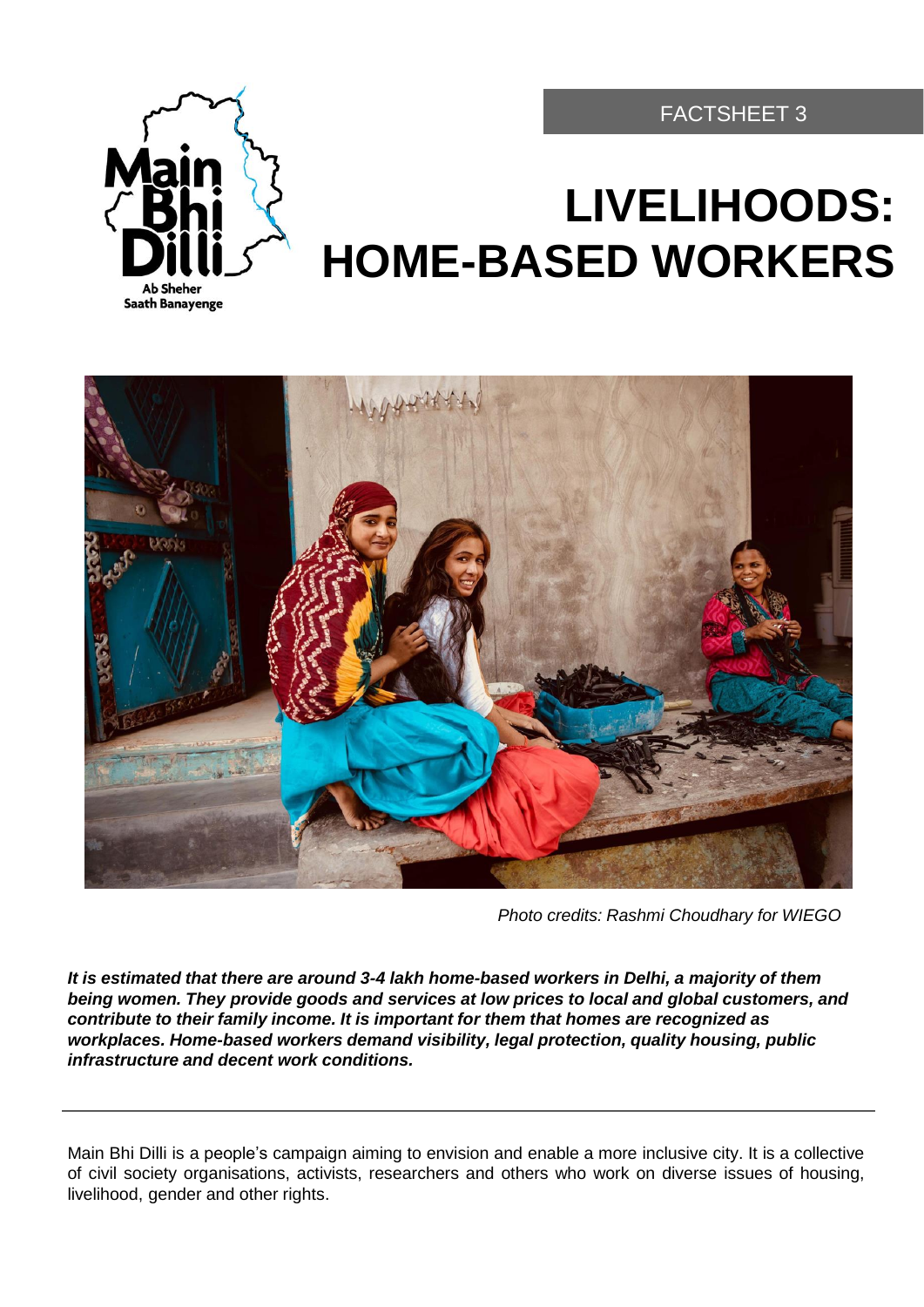FACTSHEET 3

# LIVELIHOODS: HOME-BASED WORKERS

Photo credits: Rashmi Choudhary for WIEGO

***It is estimated that there are around 3-4 lakh home-based workers in Delhi, a majority of them being women. They provide goods and services at low prices to local and global customers, and contribute to their family income. It is important for them that homes are recognized as workplaces. Home-based workers demand visibility, legal protection, quality housing, public infrastructure and decent work conditions.***

---

Main Bhi Dilli is a people's campaign aiming to envision and enable a more inclusive city. It is a collective of civil society organisations, activists, researchers and others who work on diverse issues of housing, livelihood, gender and other rights.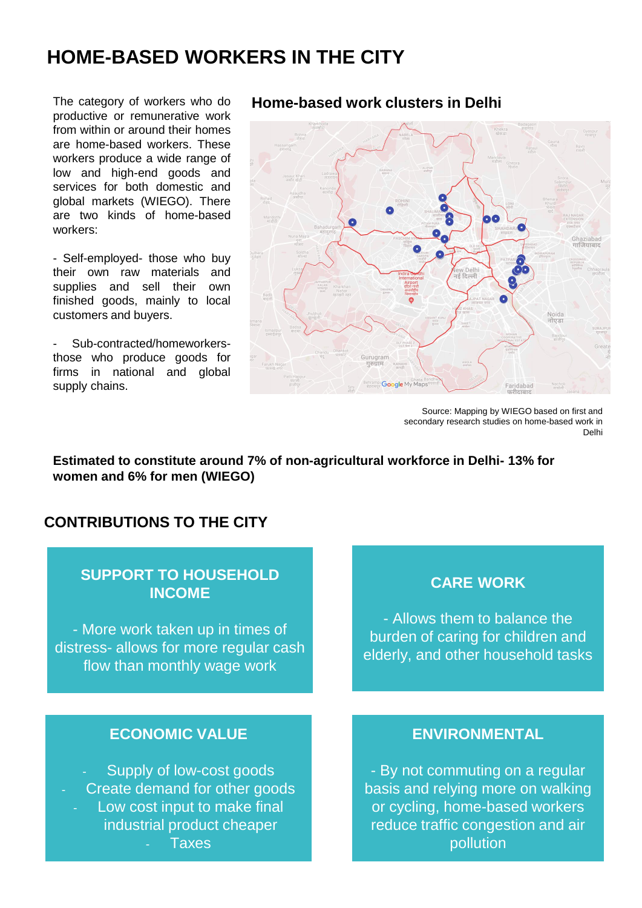# HOME-BASED WORKERS IN THE CITY

The category of workers who do productive or remunerative work from within or around their homes are home-based workers. These workers produce a wide range of low and high-end goods and services for both domestic and global markets (WIEGO). There are two kinds of home-based workers:

- Self-employed- those who buy their own raw materials and supplies and sell their own finished goods, mainly to local customers and buyers.

- Sub-contracted/homeworkers- those who produce goods for firms in national and global supply chains.

## Home-based work clusters in Delhi

Source: Mapping by WIEGO based on first and secondary research studies on home-based work in Delhi

**Estimated to constitute around 7% of non-agricultural workforce in Delhi- 13% for women and 6% for men (WIEGO)**

## CONTRIBUTIONS TO THE CITY

### SUPPORT TO HOUSEHOLD INCOME

- More work taken up in times of distress- allows for more regular cash flow than monthly wage work

### CARE WORK

- Allows them to balance the burden of caring for children and elderly, and other household tasks

### ECONOMIC VALUE

- Supply of low-cost goods
- Create demand for other goods
- Low cost input to make final industrial product cheaper
- Taxes

### ENVIRONMENTAL

- By not commuting on a regular basis and relying more on walking or cycling, home-based workers reduce traffic congestion and air pollution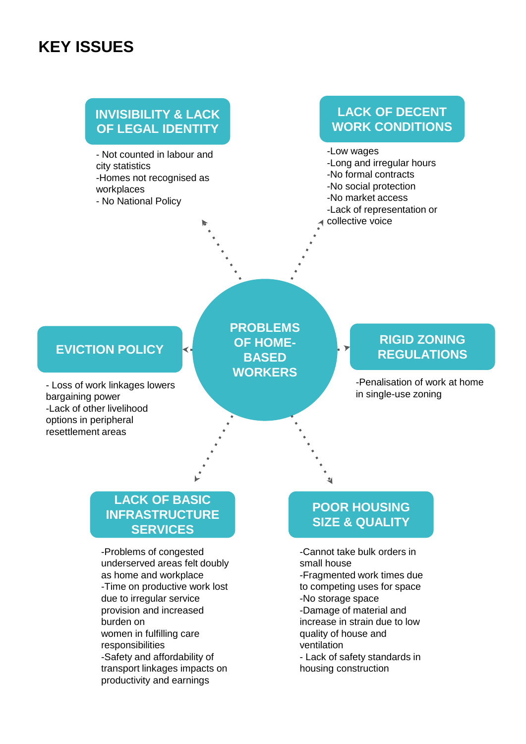# KEY ISSUES

## PROBLEMS OF HOME-BASED WORKERS

### INVISIBILITY & LACK OF LEGAL IDENTITY

- Not counted in labour and city statistics
- Homes not recognised as workplaces
- No National Policy

### LACK OF DECENT WORK CONDITIONS

- Low wages
- Long and irregular hours
- No formal contracts
- No social protection
- No market access
- Lack of representation or collective voice

### EVICTION POLICY

- Loss of work linkages lowers bargaining power
- Lack of other livelihood options in peripheral resettlement areas

### RIGID ZONING REGULATIONS

- Penalisation of work at home in single-use zoning

### LACK OF BASIC INFRASTRUCTURE SERVICES

- Problems of congested underserved areas felt doubly as home and workplace
- Time on productive work lost due to irregular service provision and increased burden on women in fulfilling care responsibilities
- Safety and affordability of transport linkages impacts on productivity and earnings

### POOR HOUSING SIZE & QUALITY

- Cannot take bulk orders in small house
- Fragmented work times due to competing uses for space
- No storage space
- Damage of material and increase in strain due to low quality of house and ventilation
- Lack of safety standards in housing construction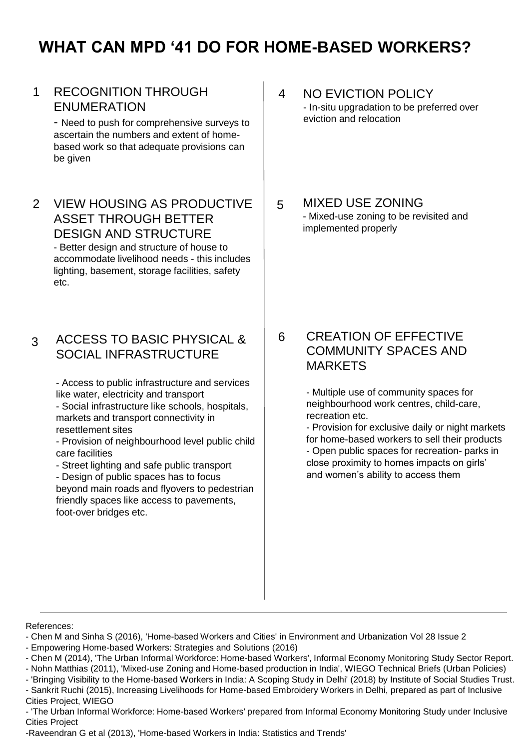# WHAT CAN MPD '41 DO FOR HOME-BASED WORKERS?

## 1 RECOGNITION THROUGH ENUMERATION

- Need to push for comprehensive surveys to ascertain the numbers and extent of home-based work so that adequate provisions can be given

## 2 VIEW HOUSING AS PRODUCTIVE ASSET THROUGH BETTER DESIGN AND STRUCTURE

- Better design and structure of house to accommodate livelihood needs - this includes lighting, basement, storage facilities, safety etc.

## 3 ACCESS TO BASIC PHYSICAL & SOCIAL INFRASTRUCTURE

- Access to public infrastructure and services like water, electricity and transport
- Social infrastructure like schools, hospitals, markets and transport connectivity in resettlement sites
- Provision of neighbourhood level public child care facilities
- Street lighting and safe public transport
- Design of public spaces has to focus beyond main roads and flyovers to pedestrian friendly spaces like access to pavements, foot-over bridges etc.

## 4 NO EVICTION POLICY

- In-situ upgradation to be preferred over eviction and relocation

## 5 MIXED USE ZONING

- Mixed-use zoning to be revisited and implemented properly

## 6 CREATION OF EFFECTIVE COMMUNITY SPACES AND MARKETS

- Multiple use of community spaces for neighbourhood work centres, child-care, recreation etc.
- Provision for exclusive daily or night markets for home-based workers to sell their products
- Open public spaces for recreation- parks in close proximity to homes impacts on girls' and women's ability to access them

---

References:

- Chen M and Sinha S (2016), 'Home-based Workers and Cities' in Environment and Urbanization Vol 28 Issue 2
- Empowering Home-based Workers: Strategies and Solutions (2016)
- Chen M (2014), 'The Urban Informal Workforce: Home-based Workers', Informal Economy Monitoring Study Sector Report.
- Nohn Matthias (2011), 'Mixed-use Zoning and Home-based production in India', WIEGO Technical Briefs (Urban Policies)
- 'Bringing Visibility to the Home-based Workers in India: A Scoping Study in Delhi' (2018) by Institute of Social Studies Trust.
- Sankrit Ruchi (2015), Increasing Livelihoods for Home-based Embroidery Workers in Delhi, prepared as part of Inclusive Cities Project, WIEGO
- 'The Urban Informal Workforce: Home-based Workers' prepared from Informal Economy Monitoring Study under Inclusive Cities Project
- Raveendran G et al (2013), 'Home-based Workers in India: Statistics and Trends'